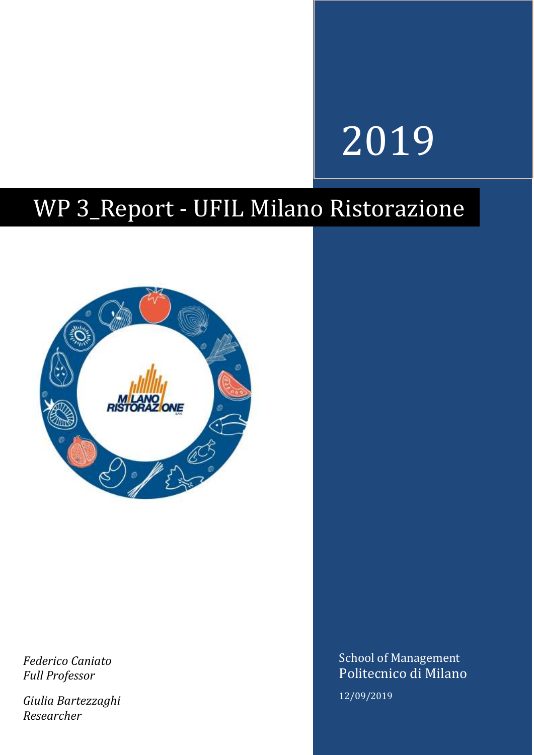2019

# WP 3_Report - UFIL Milano Ristorazione

*Federico Caniato*
*Full Professor*

*Giulia Bartezzaghi*
*Researcher*

School of Management
Politecnico di Milano

12/09/2019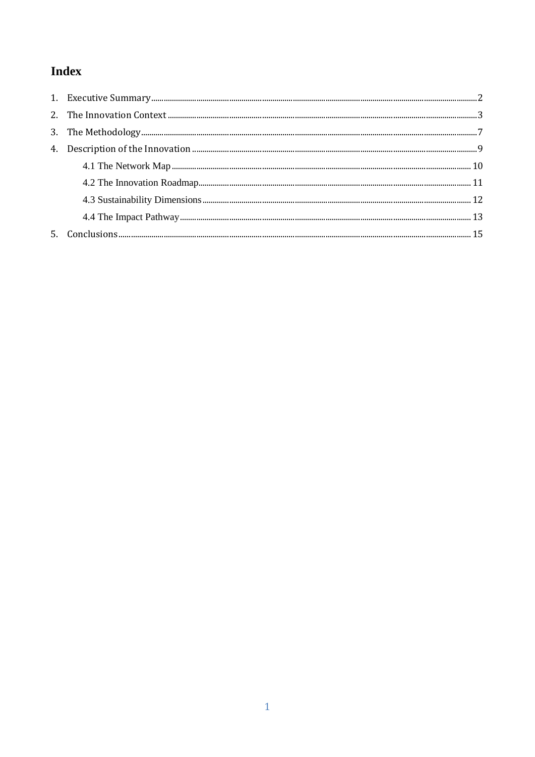# Index

1. Executive Summary.....2
2. The Innovation Context.....3
3. The Methodology.....7
4. Description of the Innovation.....9
    - 4.1 The Network Map.....10
    - 4.2 The Innovation Roadmap.....11
    - 4.3 Sustainability Dimensions.....12
    - 4.4 The Impact Pathway.....13
5. Conclusions.....15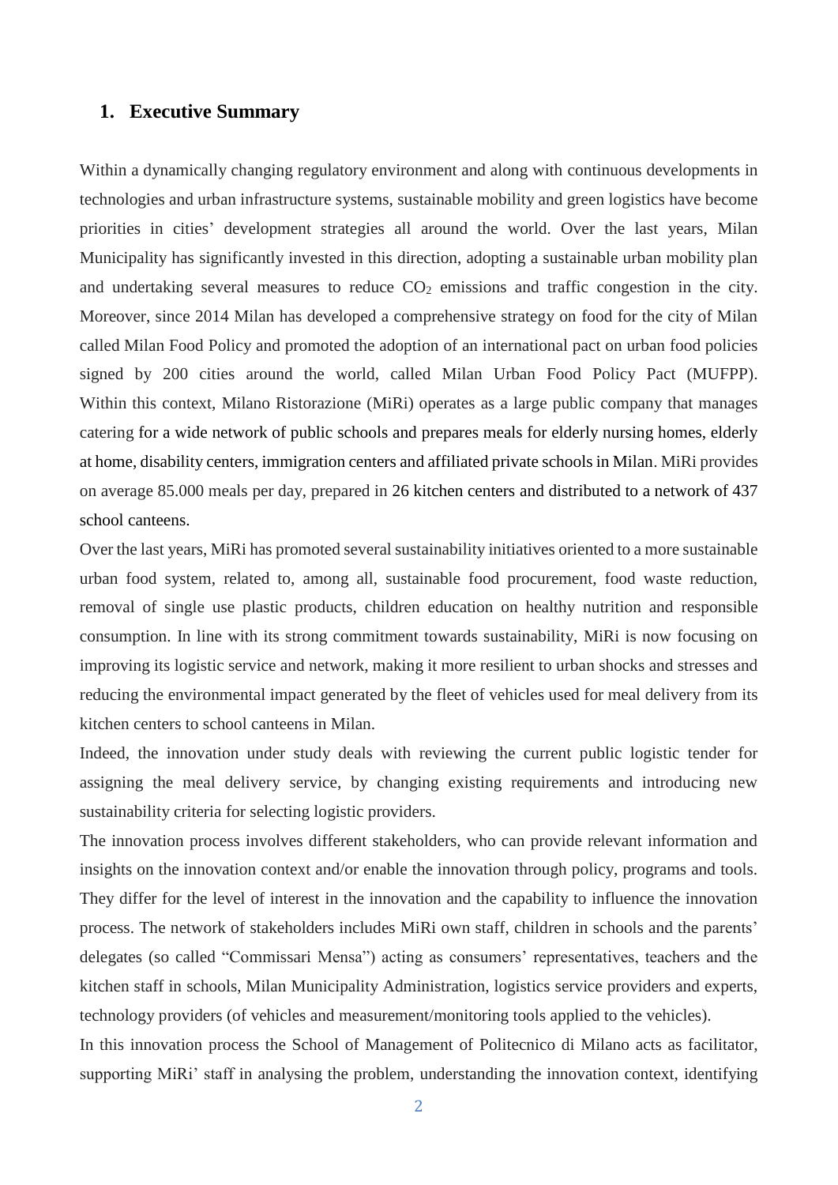## 1. Executive Summary

Within a dynamically changing regulatory environment and along with continuous developments in technologies and urban infrastructure systems, sustainable mobility and green logistics have become priorities in cities' development strategies all around the world. Over the last years, Milan Municipality has significantly invested in this direction, adopting a sustainable urban mobility plan and undertaking several measures to reduce $CO_2$ emissions and traffic congestion in the city. Moreover, since 2014 Milan has developed a comprehensive strategy on food for the city of Milan called Milan Food Policy and promoted the adoption of an international pact on urban food policies signed by 200 cities around the world, called Milan Urban Food Policy Pact (MUFPP). Within this context, Milano Ristorazione (MiRi) operates as a large public company that manages catering for a wide network of public schools and prepares meals for elderly nursing homes, elderly at home, disability centers, immigration centers and affiliated private schools in Milan. MiRi provides on average 85.000 meals per day, prepared in 26 kitchen centers and distributed to a network of 437 school canteens.

Over the last years, MiRi has promoted several sustainability initiatives oriented to a more sustainable urban food system, related to, among all, sustainable food procurement, food waste reduction, removal of single use plastic products, children education on healthy nutrition and responsible consumption. In line with its strong commitment towards sustainability, MiRi is now focusing on improving its logistic service and network, making it more resilient to urban shocks and stresses and reducing the environmental impact generated by the fleet of vehicles used for meal delivery from its kitchen centers to school canteens in Milan.

Indeed, the innovation under study deals with reviewing the current public logistic tender for assigning the meal delivery service, by changing existing requirements and introducing new sustainability criteria for selecting logistic providers.

The innovation process involves different stakeholders, who can provide relevant information and insights on the innovation context and/or enable the innovation through policy, programs and tools. They differ for the level of interest in the innovation and the capability to influence the innovation process. The network of stakeholders includes MiRi own staff, children in schools and the parents' delegates (so called "Commissari Mensa") acting as consumers' representatives, teachers and the kitchen staff in schools, Milan Municipality Administration, logistics service providers and experts, technology providers (of vehicles and measurement/monitoring tools applied to the vehicles).

In this innovation process the School of Management of Politecnico di Milano acts as facilitator, supporting MiRi' staff in analysing the problem, understanding the innovation context, identifying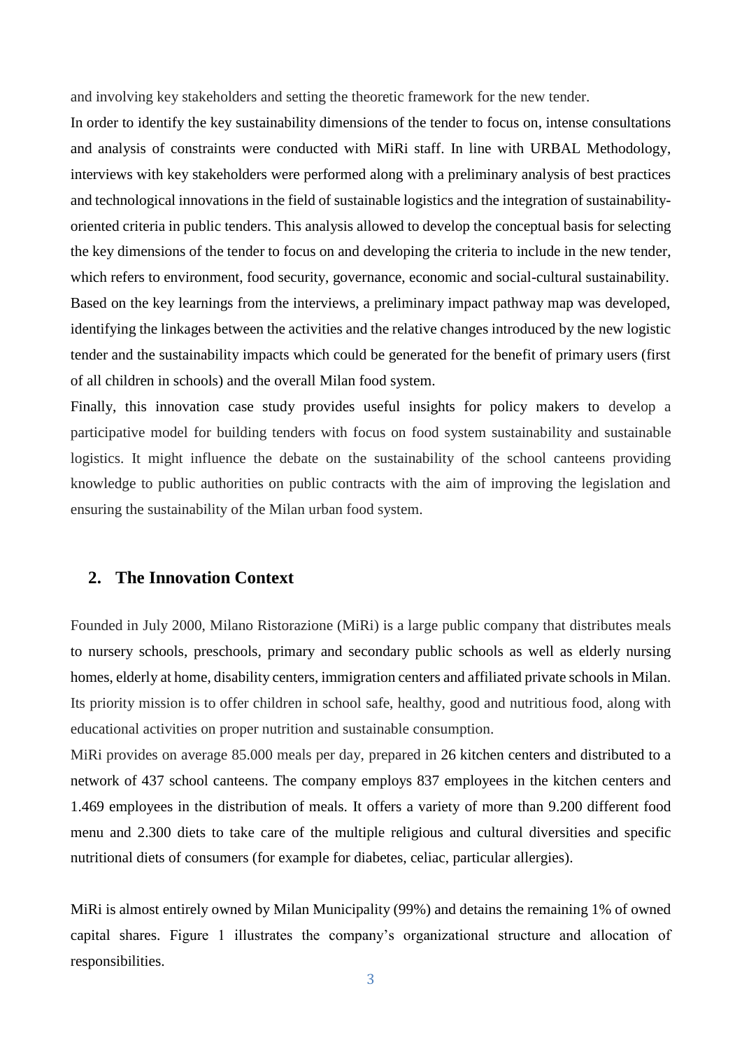and involving key stakeholders and setting the theoretic framework for the new tender.

In order to identify the key sustainability dimensions of the tender to focus on, intense consultations and analysis of constraints were conducted with MiRi staff. In line with URBAL Methodology, interviews with key stakeholders were performed along with a preliminary analysis of best practices and technological innovations in the field of sustainable logistics and the integration of sustainability-oriented criteria in public tenders. This analysis allowed to develop the conceptual basis for selecting the key dimensions of the tender to focus on and developing the criteria to include in the new tender, which refers to environment, food security, governance, economic and social-cultural sustainability.

Based on the key learnings from the interviews, a preliminary impact pathway map was developed, identifying the linkages between the activities and the relative changes introduced by the new logistic tender and the sustainability impacts which could be generated for the benefit of primary users (first of all children in schools) and the overall Milan food system.

Finally, this innovation case study provides useful insights for policy makers to develop a participative model for building tenders with focus on food system sustainability and sustainable logistics. It might influence the debate on the sustainability of the school canteens providing knowledge to public authorities on public contracts with the aim of improving the legislation and ensuring the sustainability of the Milan urban food system.

## 2. The Innovation Context

Founded in July 2000, Milano Ristorazione (MiRi) is a large public company that distributes meals to nursery schools, preschools, primary and secondary public schools as well as elderly nursing homes, elderly at home, disability centers, immigration centers and affiliated private schools in Milan. Its priority mission is to offer children in school safe, healthy, good and nutritious food, along with educational activities on proper nutrition and sustainable consumption.

MiRi provides on average 85.000 meals per day, prepared in 26 kitchen centers and distributed to a network of 437 school canteens. The company employs 837 employees in the kitchen centers and 1.469 employees in the distribution of meals. It offers a variety of more than 9.200 different food menu and 2.300 diets to take care of the multiple religious and cultural diversities and specific nutritional diets of consumers (for example for diabetes, celiac, particular allergies).

MiRi is almost entirely owned by Milan Municipality (99%) and detains the remaining 1% of owned capital shares. Figure 1 illustrates the company's organizational structure and allocation of responsibilities.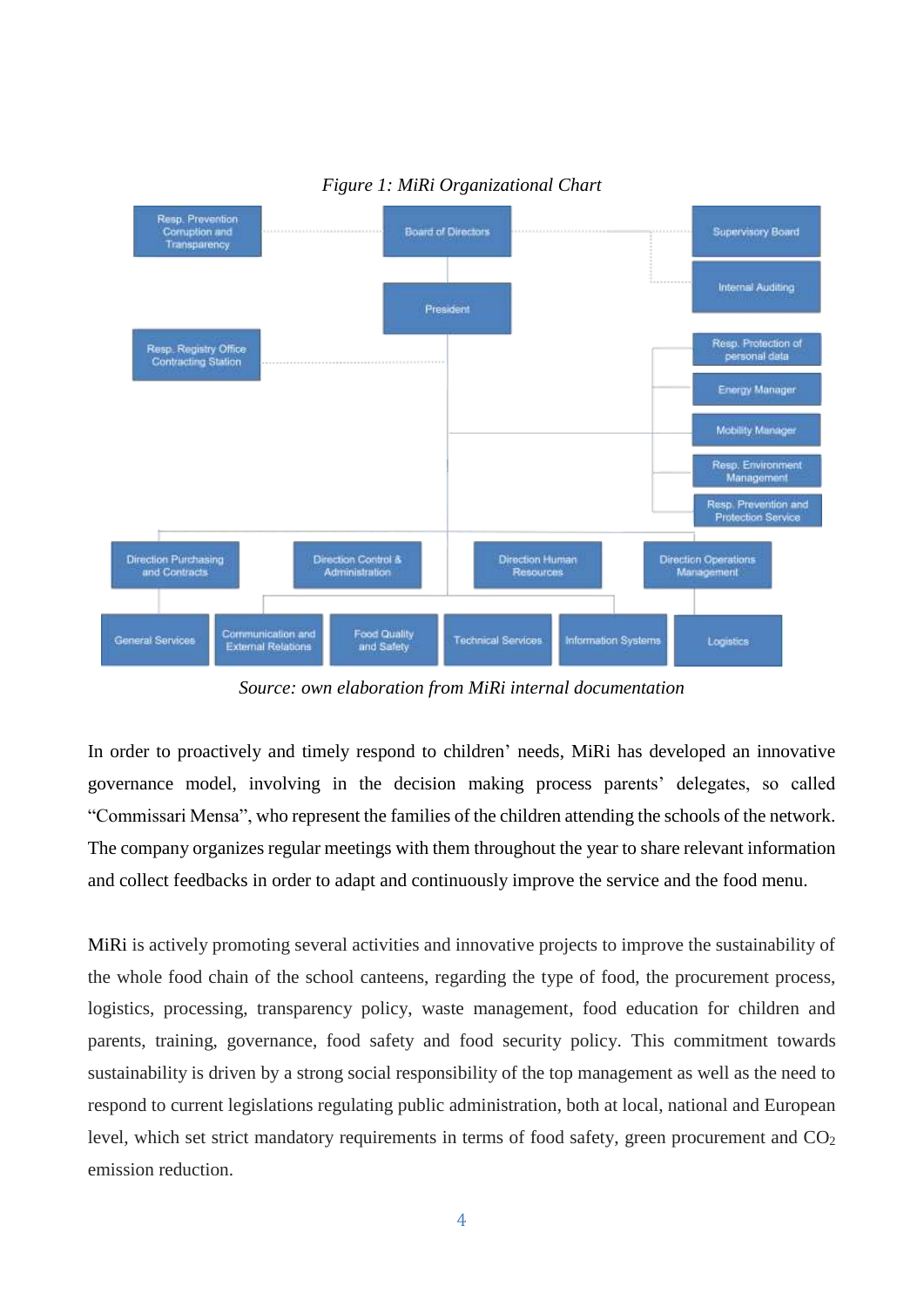*Figure 1: MiRi Organizational Chart*

*Source: own elaboration from MiRi internal documentation*

In order to proactively and timely respond to children' needs, MiRi has developed an innovative governance model, involving in the decision making process parents' delegates, so called "Commissari Mensa", who represent the families of the children attending the schools of the network. The company organizes regular meetings with them throughout the year to share relevant information and collect feedbacks in order to adapt and continuously improve the service and the food menu.

MiRi is actively promoting several activities and innovative projects to improve the sustainability of the whole food chain of the school canteens, regarding the type of food, the procurement process, logistics, processing, transparency policy, waste management, food education for children and parents, training, governance, food safety and food security policy. This commitment towards sustainability is driven by a strong social responsibility of the top management as well as the need to respond to current legislations regulating public administration, both at local, national and European level, which set strict mandatory requirements in terms of food safety, green procurement and $CO_2$ emission reduction.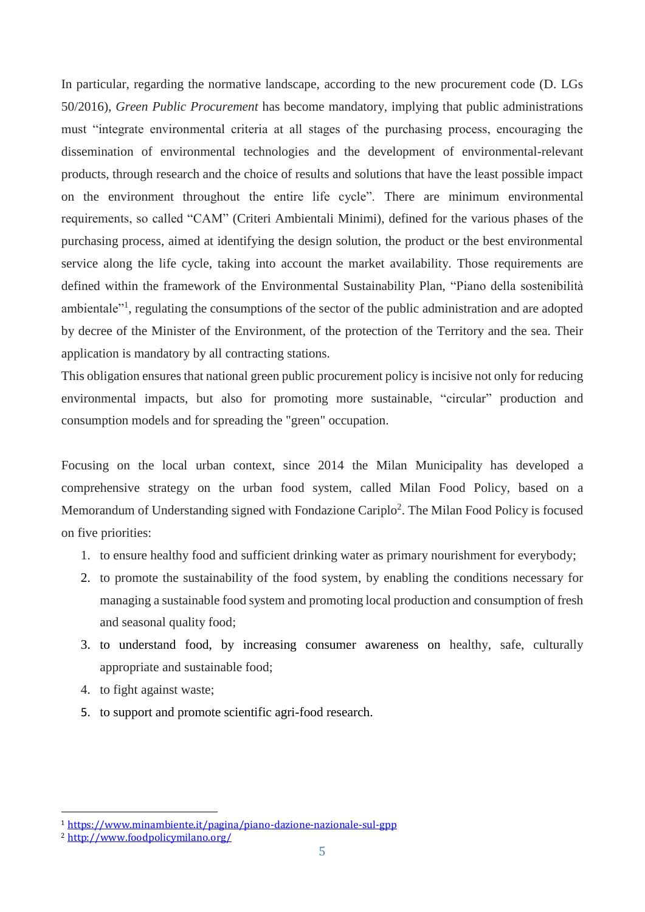In particular, regarding the normative landscape, according to the new procurement code (D. LGs 50/2016), *Green Public Procurement* has become mandatory, implying that public administrations must "integrate environmental criteria at all stages of the purchasing process, encouraging the dissemination of environmental technologies and the development of environmental-relevant products, through research and the choice of results and solutions that have the least possible impact on the environment throughout the entire life cycle". There are minimum environmental requirements, so called "CAM" (Criteri Ambientali Minimi), defined for the various phases of the purchasing process, aimed at identifying the design solution, the product or the best environmental service along the life cycle, taking into account the market availability. Those requirements are defined within the framework of the Environmental Sustainability Plan, "Piano della sostenibilità ambientale"[1], regulating the consumptions of the sector of the public administration and are adopted by decree of the Minister of the Environment, of the protection of the Territory and the sea. Their application is mandatory by all contracting stations.

This obligation ensures that national green public procurement policy is incisive not only for reducing environmental impacts, but also for promoting more sustainable, "circular" production and consumption models and for spreading the "green" occupation.

Focusing on the local urban context, since 2014 the Milan Municipality has developed a comprehensive strategy on the urban food system, called Milan Food Policy, based on a Memorandum of Understanding signed with Fondazione Cariplo[2]. The Milan Food Policy is focused on five priorities:

1. to ensure healthy food and sufficient drinking water as primary nourishment for everybody;
2. to promote the sustainability of the food system, by enabling the conditions necessary for managing a sustainable food system and promoting local production and consumption of fresh and seasonal quality food;
3. to understand food, by increasing consumer awareness on healthy, safe, culturally appropriate and sustainable food;
4. to fight against waste;
5. to support and promote scientific agri-food research.

---

[1] https://www.minambiente.it/pagina/piano-dazione-nazionale-sul-gpp

[2] http://www.foodpolicymilano.org/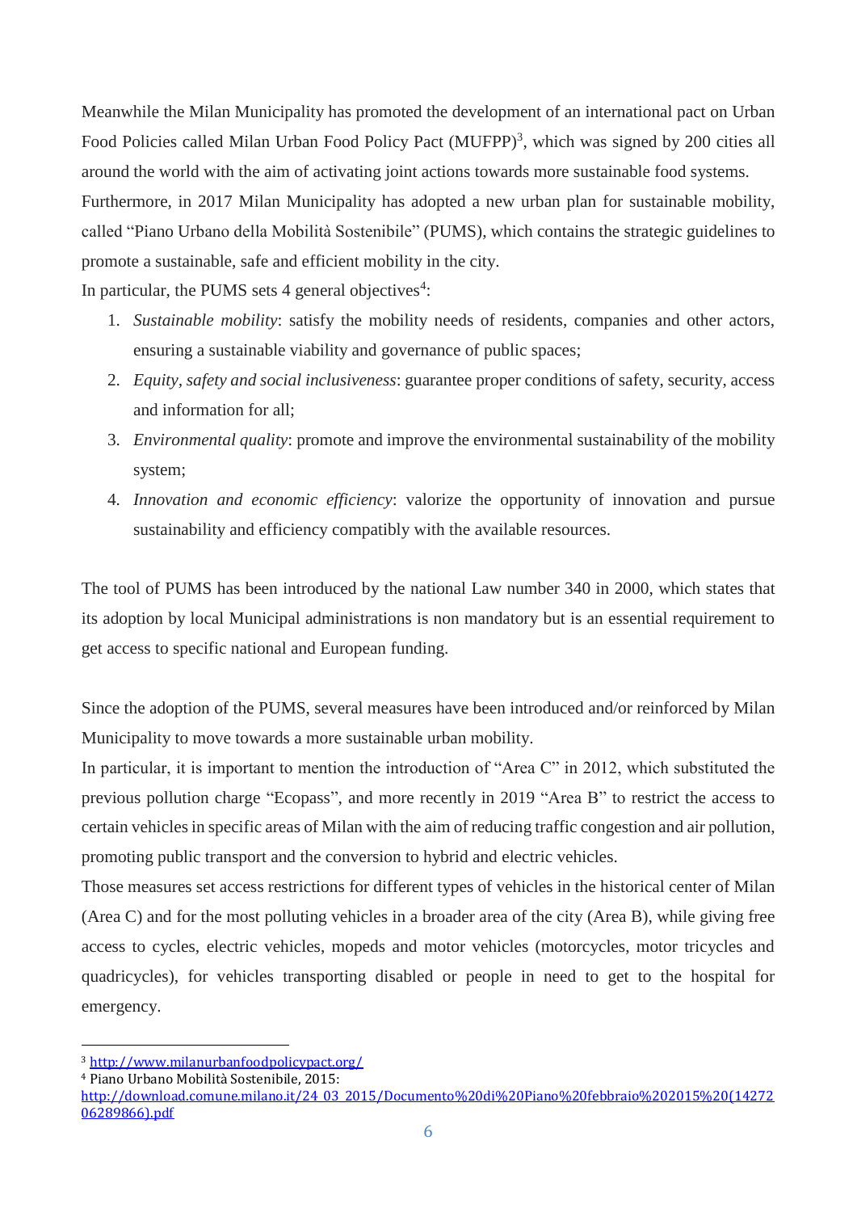Meanwhile the Milan Municipality has promoted the development of an international pact on Urban Food Policies called Milan Urban Food Policy Pact (MUFPP)[3], which was signed by 200 cities all around the world with the aim of activating joint actions towards more sustainable food systems.

Furthermore, in 2017 Milan Municipality has adopted a new urban plan for sustainable mobility, called "Piano Urbano della Mobilità Sostenibile" (PUMS), which contains the strategic guidelines to promote a sustainable, safe and efficient mobility in the city.

In particular, the PUMS sets 4 general objectives[4]:

1. *Sustainable mobility*: satisfy the mobility needs of residents, companies and other actors, ensuring a sustainable viability and governance of public spaces;
2. *Equity, safety and social inclusiveness*: guarantee proper conditions of safety, security, access and information for all;
3. *Environmental quality*: promote and improve the environmental sustainability of the mobility system;
4. *Innovation and economic efficiency*: valorize the opportunity of innovation and pursue sustainability and efficiency compatibly with the available resources.

The tool of PUMS has been introduced by the national Law number 340 in 2000, which states that its adoption by local Municipal administrations is non mandatory but is an essential requirement to get access to specific national and European funding.

Since the adoption of the PUMS, several measures have been introduced and/or reinforced by Milan Municipality to move towards a more sustainable urban mobility.

In particular, it is important to mention the introduction of "Area C" in 2012, which substituted the previous pollution charge "Ecopass", and more recently in 2019 "Area B" to restrict the access to certain vehicles in specific areas of Milan with the aim of reducing traffic congestion and air pollution, promoting public transport and the conversion to hybrid and electric vehicles.

Those measures set access restrictions for different types of vehicles in the historical center of Milan (Area C) and for the most polluting vehicles in a broader area of the city (Area B), while giving free access to cycles, electric vehicles, mopeds and motor vehicles (motorcycles, motor tricycles and quadricycles), for vehicles transporting disabled or people in need to get to the hospital for emergency.

---

[3] http://www.milanurbanfoodpolicypact.org/

[4] Piano Urbano Mobilità Sostenibile, 2015: http://download.comune.milano.it/24_03_2015/Documento%20di%20Piano%20febbraio%202015%20(1427206289866).pdf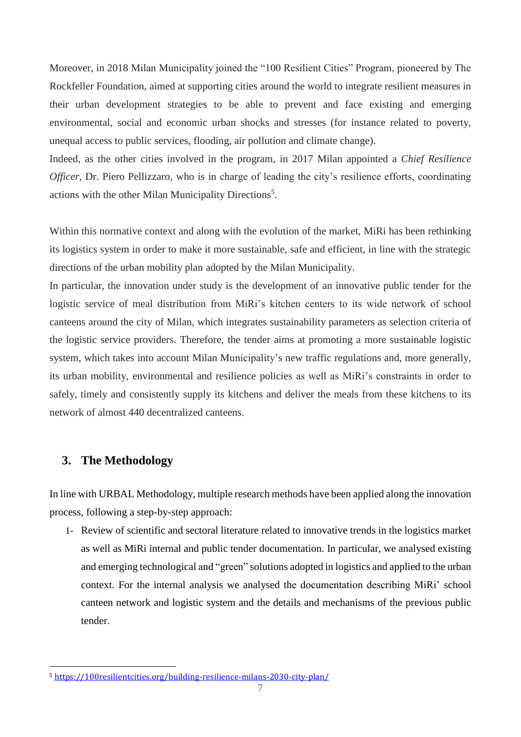Moreover, in 2018 Milan Municipality joined the "100 Resilient Cities" Program, pioneered by The Rockfeller Foundation, aimed at supporting cities around the world to integrate resilient measures in their urban development strategies to be able to prevent and face existing and emerging environmental, social and economic urban shocks and stresses (for instance related to poverty, unequal access to public services, flooding, air pollution and climate change).

Indeed, as the other cities involved in the program, in 2017 Milan appointed a *Chief Resilience Officer*, Dr. Piero Pellizzaro, who is in charge of leading the city's resilience efforts, coordinating actions with the other Milan Municipality Directions[5].

Within this normative context and along with the evolution of the market, MiRi has been rethinking its logistics system in order to make it more sustainable, safe and efficient, in line with the strategic directions of the urban mobility plan adopted by the Milan Municipality.

In particular, the innovation under study is the development of an innovative public tender for the logistic service of meal distribution from MiRi's kitchen centers to its wide network of school canteens around the city of Milan, which integrates sustainability parameters as selection criteria of the logistic service providers. Therefore, the tender aims at promoting a more sustainable logistic system, which takes into account Milan Municipality's new traffic regulations and, more generally, its urban mobility, environmental and resilience policies as well as MiRi's constraints in order to safely, timely and consistently supply its kitchens and deliver the meals from these kitchens to its network of almost 440 decentralized canteens.

## 3. The Methodology

In line with URBAL Methodology, multiple research methods have been applied along the innovation process, following a step-by-step approach:

1- Review of scientific and sectoral literature related to innovative trends in the logistics market as well as MiRi internal and public tender documentation. In particular, we analysed existing and emerging technological and "green" solutions adopted in logistics and applied to the urban context. For the internal analysis we analysed the documentation describing MiRi' school canteen network and logistic system and the details and mechanisms of the previous public tender.

[5] https://100resilientcities.org/building-resilience-milans-2030-city-plan/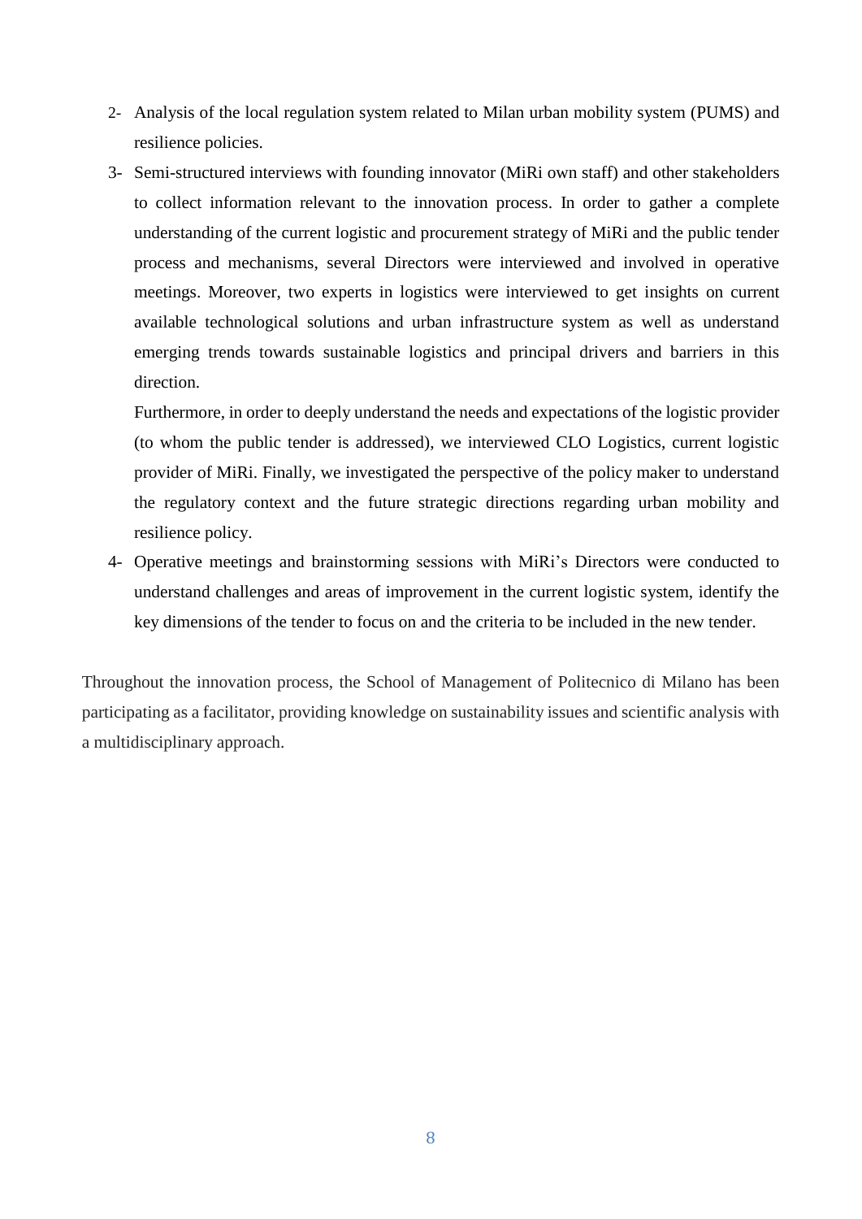2- Analysis of the local regulation system related to Milan urban mobility system (PUMS) and resilience policies.
3- Semi-structured interviews with founding innovator (MiRi own staff) and other stakeholders to collect information relevant to the innovation process. In order to gather a complete understanding of the current logistic and procurement strategy of MiRi and the public tender process and mechanisms, several Directors were interviewed and involved in operative meetings. Moreover, two experts in logistics were interviewed to get insights on current available technological solutions and urban infrastructure system as well as understand emerging trends towards sustainable logistics and principal drivers and barriers in this direction.

   Furthermore, in order to deeply understand the needs and expectations of the logistic provider (to whom the public tender is addressed), we interviewed CLO Logistics, current logistic provider of MiRi. Finally, we investigated the perspective of the policy maker to understand the regulatory context and the future strategic directions regarding urban mobility and resilience policy.
4- Operative meetings and brainstorming sessions with MiRi's Directors were conducted to understand challenges and areas of improvement in the current logistic system, identify the key dimensions of the tender to focus on and the criteria to be included in the new tender.

Throughout the innovation process, the School of Management of Politecnico di Milano has been participating as a facilitator, providing knowledge on sustainability issues and scientific analysis with a multidisciplinary approach.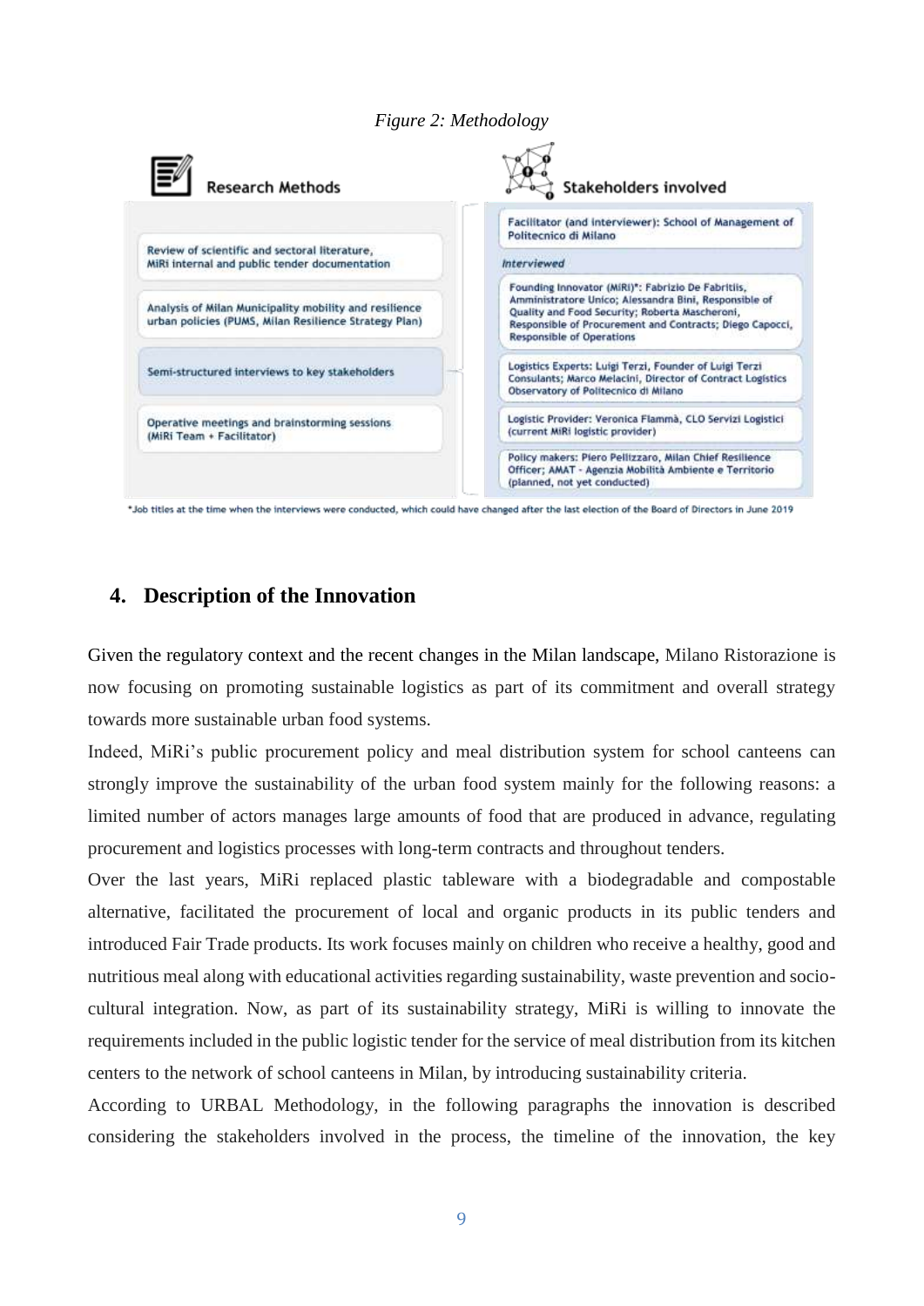*Figure 2: Methodology*

| Research Methods | Stakeholders involved |
|---|---|
| Review of scientific and sectoral literature, MiRi internal and public tender documentation | Facilitator (and interviewer): School of Management of Politecnico di Milano |
| Analysis of Milan Municipality mobility and resilience urban policies (PUMS, Milan Resilience Strategy Plan) | *Interviewed* |
| Semi-structured interviews to key stakeholders | Founding Innovator (MiRi)*: Fabrizio De Fabritiis, Amministratore Unico; Alessandra Bini, Responsible of Quality and Food Security; Roberta Mascheroni, Responsible of Procurement and Contracts; Diego Capocci, Responsible of Operations |
| Operative meetings and brainstorming sessions (MiRi Team + Facilitator) | Logistics Experts: Luigi Terzi, Founder of Luigi Terzi Consulants; Marco Melacini, Director of Contract Logistics Observatory of Politecnico di Milano |
| | Logistic Provider: Veronica Flammà, CLO Servizi Logistici (current MiRi logistic provider) |
| | Policy makers: Piero Pelizzaro, Milan Chief Resilience Officer; AMAT - Agenzia Mobilità Ambiente e Territorio (planned, not yet conducted) |

*Job titles at the time when the interviews were conducted, which could have changed after the last election of the Board of Directors in June 2019

## 4. Description of the Innovation

Given the regulatory context and the recent changes in the Milan landscape, Milano Ristorazione is now focusing on promoting sustainable logistics as part of its commitment and overall strategy towards more sustainable urban food systems.

Indeed, MiRi's public procurement policy and meal distribution system for school canteens can strongly improve the sustainability of the urban food system mainly for the following reasons: a limited number of actors manages large amounts of food that are produced in advance, regulating procurement and logistics processes with long-term contracts and throughout tenders.

Over the last years, MiRi replaced plastic tableware with a biodegradable and compostable alternative, facilitated the procurement of local and organic products in its public tenders and introduced Fair Trade products. Its work focuses mainly on children who receive a healthy, good and nutritious meal along with educational activities regarding sustainability, waste prevention and socio-cultural integration. Now, as part of its sustainability strategy, MiRi is willing to innovate the requirements included in the public logistic tender for the service of meal distribution from its kitchen centers to the network of school canteens in Milan, by introducing sustainability criteria.

According to URBAL Methodology, in the following paragraphs the innovation is described considering the stakeholders involved in the process, the timeline of the innovation, the key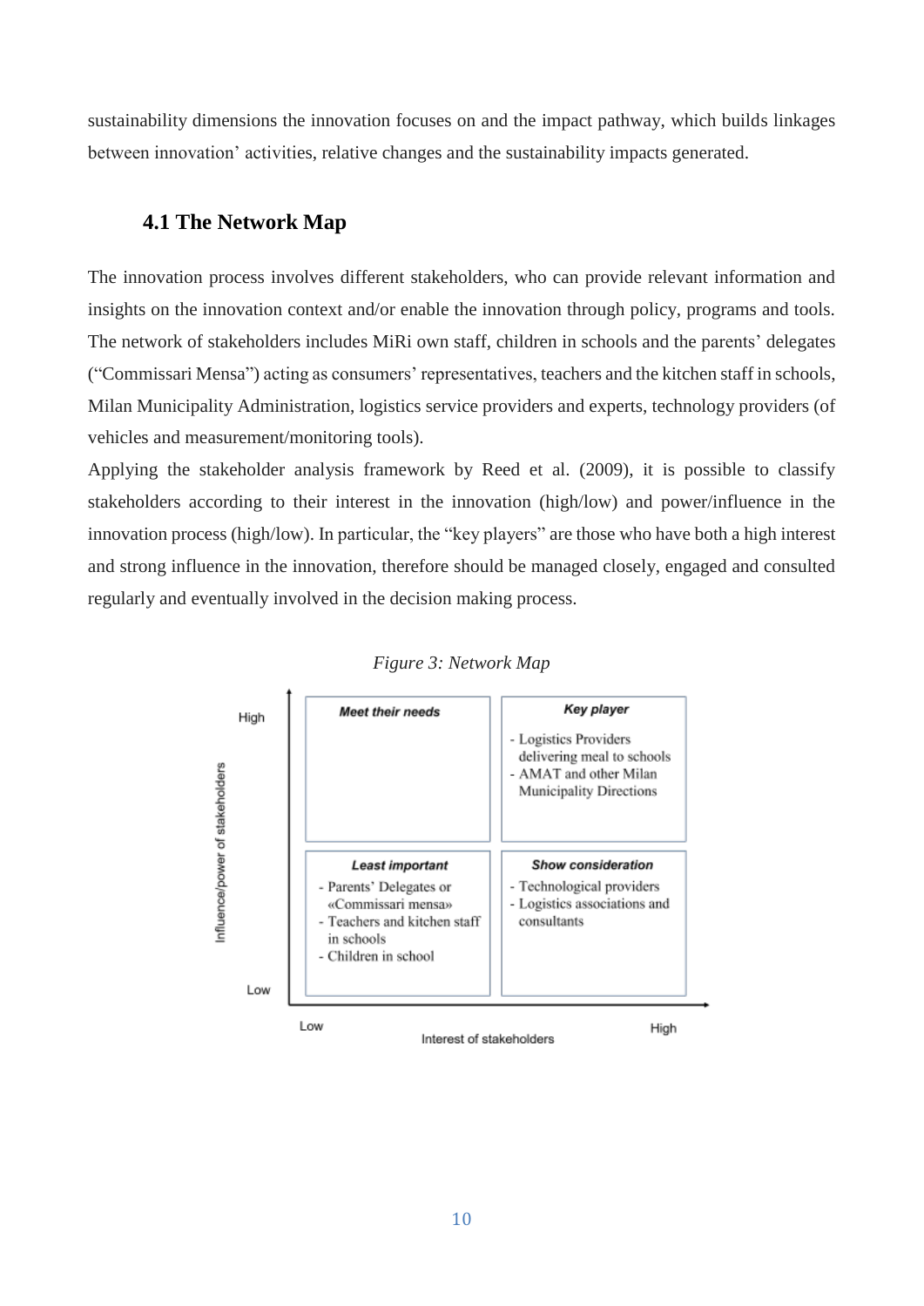sustainability dimensions the innovation focuses on and the impact pathway, which builds linkages between innovation' activities, relative changes and the sustainability impacts generated.

### 4.1 The Network Map

The innovation process involves different stakeholders, who can provide relevant information and insights on the innovation context and/or enable the innovation through policy, programs and tools. The network of stakeholders includes MiRi own staff, children in schools and the parents' delegates ("Commissari Mensa") acting as consumers' representatives, teachers and the kitchen staff in schools, Milan Municipality Administration, logistics service providers and experts, technology providers (of vehicles and measurement/monitoring tools).

Applying the stakeholder analysis framework by Reed et al. (2009), it is possible to classify stakeholders according to their interest in the innovation (high/low) and power/influence in the innovation process (high/low). In particular, the "key players" are those who have both a high interest and strong influence in the innovation, therefore should be managed closely, engaged and consulted regularly and eventually involved in the decision making process.

*Figure 3: Network Map*

| Influence/power of stakeholders | Interest of stakeholders: Low | Interest of stakeholders: High |
|---|---|---|
| High | **Meet their needs** | **Key player**<br>- Logistics Providers delivering meal to schools<br>- AMAT and other Milan Municipality Directions |
| Low | **Least important**<br>- Parents' Delegates or «Commissari mensa»<br>- Teachers and kitchen staff in schools<br>- Children in school | **Show consideration**<br>- Technological providers<br>- Logistics associations and consultants |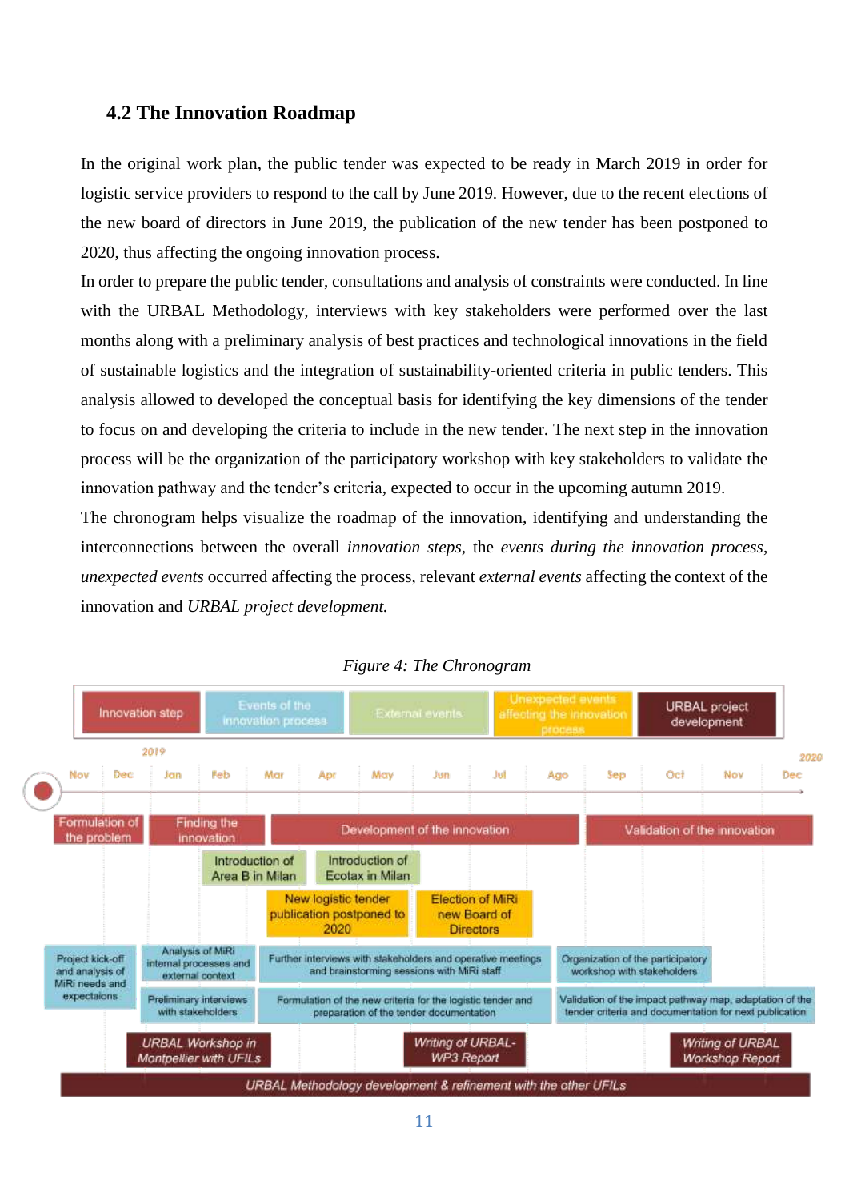## 4.2 The Innovation Roadmap

In the original work plan, the public tender was expected to be ready in March 2019 in order for logistic service providers to respond to the call by June 2019. However, due to the recent elections of the new board of directors in June 2019, the publication of the new tender has been postponed to 2020, thus affecting the ongoing innovation process.

In order to prepare the public tender, consultations and analysis of constraints were conducted. In line with the URBAL Methodology, interviews with key stakeholders were performed over the last months along with a preliminary analysis of best practices and technological innovations in the field of sustainable logistics and the integration of sustainability-oriented criteria in public tenders. This analysis allowed to developed the conceptual basis for identifying the key dimensions of the tender to focus on and developing the criteria to include in the new tender. The next step in the innovation process will be the organization of the participatory workshop with key stakeholders to validate the innovation pathway and the tender's criteria, expected to occur in the upcoming autumn 2019.

The chronogram helps visualize the roadmap of the innovation, identifying and understanding the interconnections between the overall *innovation steps*, the *events during the innovation process*, *unexpected events* occurred affecting the process, relevant *external events* affecting the context of the innovation and *URBAL project development.*

*Figure 4: The Chronogram*

Legend: Innovation step | Events of the innovation process | External events | Unexpected events affecting the innovation process | URBAL project development

2019: Nov, Dec, Jan, Feb, Mar, Apr, May, Jun, Jul, Ago, Sep, Oct, Nov, Dec 2020

Innovation steps: Formulation of the problem; Finding the innovation; Development of the innovation; Validation of the innovation

External events: Introduction of Area B in Milan; Introduction of Ecotax in Milan

Unexpected events: New logistic tender publication postponed to 2020; Election of MiRi new Board of Directors

Events of the innovation process: Project kick-off and analysis of MiRi needs and expectaions; Analysis of MiRi internal processes and external context; Preliminary interviews with stakeholders; Further interviews with stakeholders and operative meetings and brainstorming sessions with MiRi staff; Formulation of the new criteria for the logistic tender and preparation of the tender documentation; Organization of the participatory workshop with stakeholders; Validation of the impact pathway map, adaptation of the tender criteria and documentation for next publication

URBAL project development: *URBAL Workshop in Montpellier with UFILs*; *Writing of URBAL-WP3 Report*; *Writing of URBAL Workshop Report*; *URBAL Methodology development & refinement with the other UFILs*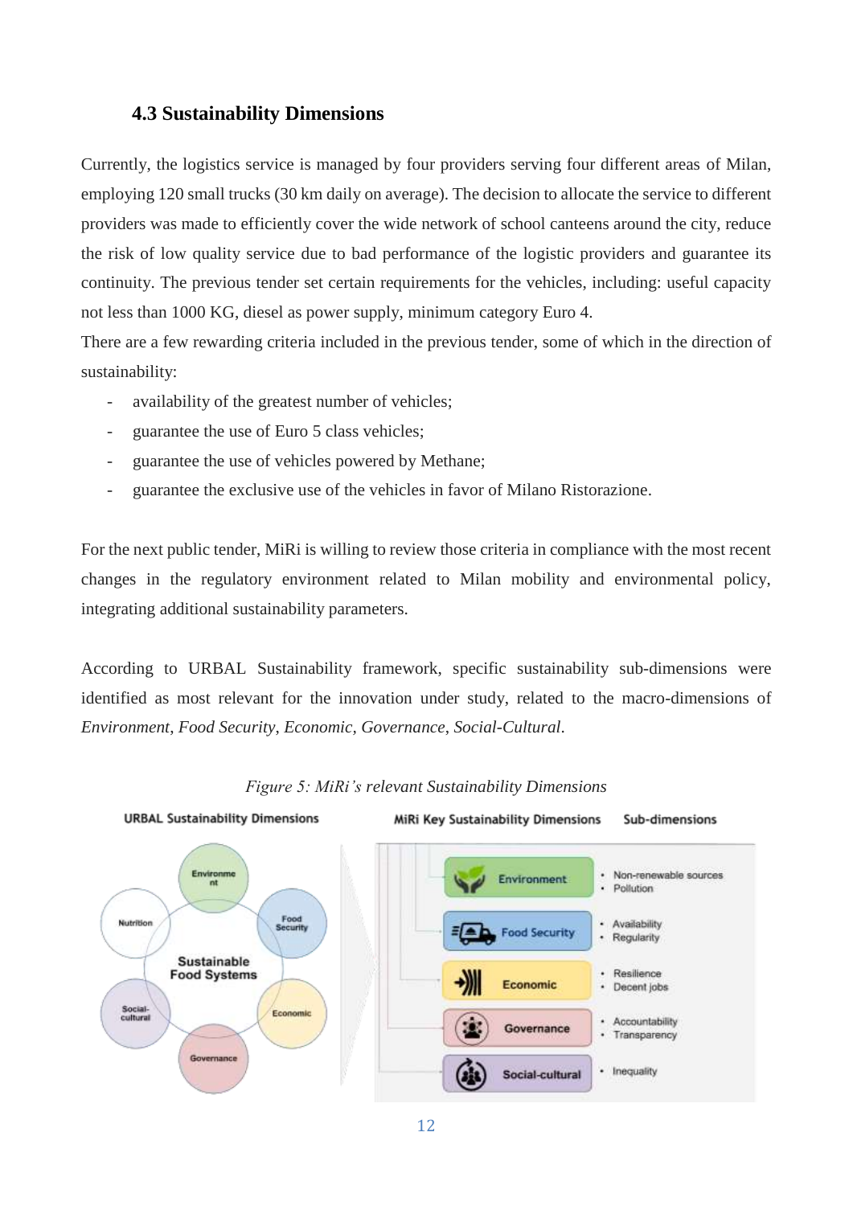### 4.3 Sustainability Dimensions

Currently, the logistics service is managed by four providers serving four different areas of Milan, employing 120 small trucks (30 km daily on average). The decision to allocate the service to different providers was made to efficiently cover the wide network of school canteens around the city, reduce the risk of low quality service due to bad performance of the logistic providers and guarantee its continuity. The previous tender set certain requirements for the vehicles, including: useful capacity not less than 1000 KG, diesel as power supply, minimum category Euro 4.

There are a few rewarding criteria included in the previous tender, some of which in the direction of sustainability:

- availability of the greatest number of vehicles;
- guarantee the use of Euro 5 class vehicles;
- guarantee the use of vehicles powered by Methane;
- guarantee the exclusive use of the vehicles in favor of Milano Ristorazione.

For the next public tender, MiRi is willing to review those criteria in compliance with the most recent changes in the regulatory environment related to Milan mobility and environmental policy, integrating additional sustainability parameters.

According to URBAL Sustainability framework, specific sustainability sub-dimensions were identified as most relevant for the innovation under study, related to the macro-dimensions of *Environment*, *Food Security*, *Economic*, *Governance*, *Social-Cultural*.

*Figure 5: MiRi's relevant Sustainability Dimensions*

| MiRi Key Sustainability Dimensions | Sub-dimensions |
|---|---|
| Environment | Non-renewable sources; Pollution |
| Food Security | Availability; Regularity |
| Economic | Resilience; Decent jobs |
| Governance | Accountability; Transparency |
| Social-cultural | Inequality |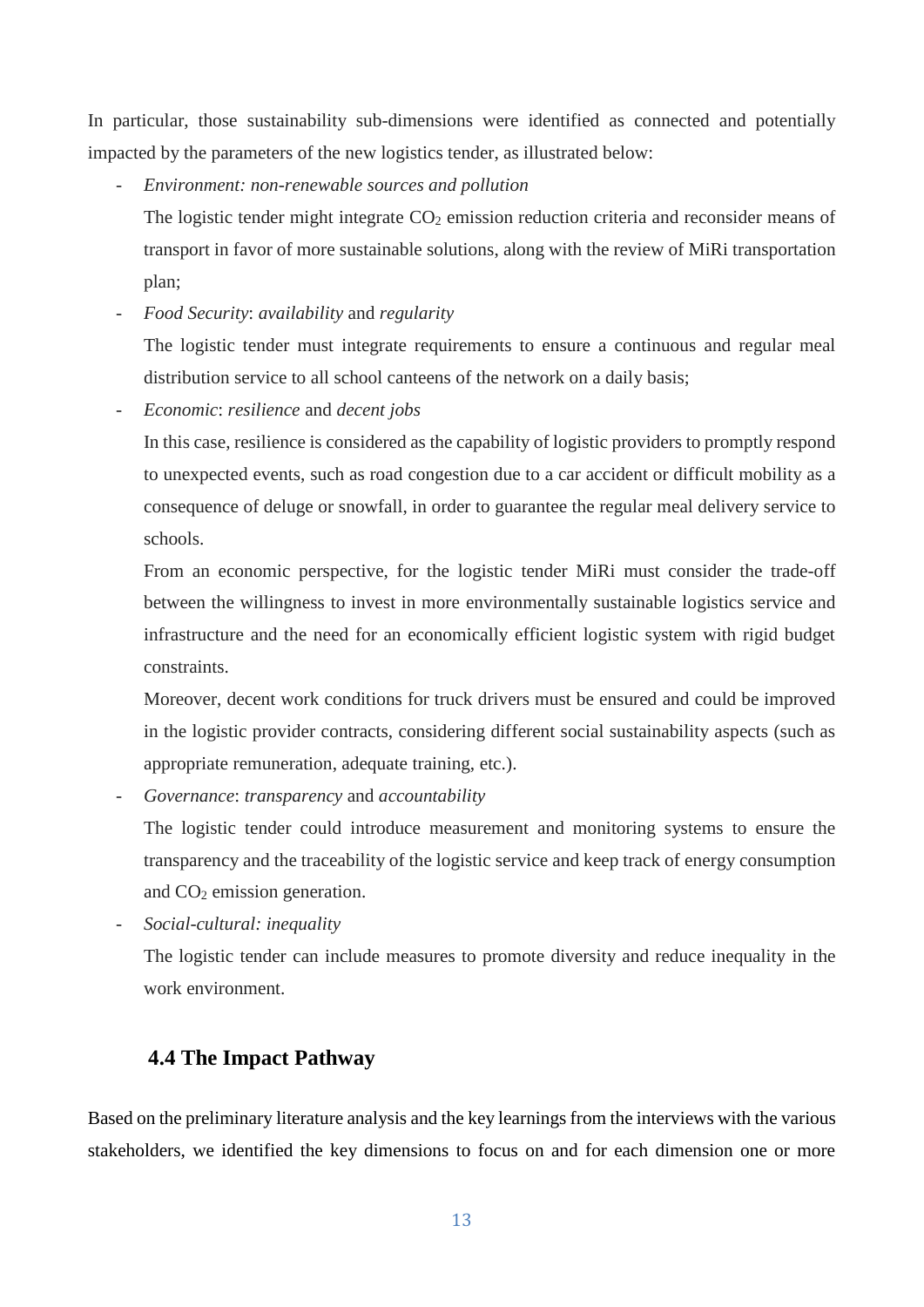In particular, those sustainability sub-dimensions were identified as connected and potentially impacted by the parameters of the new logistics tender, as illustrated below:

- *Environment: non-renewable sources and pollution*

  The logistic tender might integrate $CO_2$ emission reduction criteria and reconsider means of transport in favor of more sustainable solutions, along with the review of MiRi transportation plan;

- *Food Security*: *availability* and *regularity*

  The logistic tender must integrate requirements to ensure a continuous and regular meal distribution service to all school canteens of the network on a daily basis;

- *Economic*: *resilience* and *decent jobs*

  In this case, resilience is considered as the capability of logistic providers to promptly respond to unexpected events, such as road congestion due to a car accident or difficult mobility as a consequence of deluge or snowfall, in order to guarantee the regular meal delivery service to schools.

  From an economic perspective, for the logistic tender MiRi must consider the trade-off between the willingness to invest in more environmentally sustainable logistics service and infrastructure and the need for an economically efficient logistic system with rigid budget constraints.

  Moreover, decent work conditions for truck drivers must be ensured and could be improved in the logistic provider contracts, considering different social sustainability aspects (such as appropriate remuneration, adequate training, etc.).

- *Governance*: *transparency* and *accountability*

  The logistic tender could introduce measurement and monitoring systems to ensure the transparency and the traceability of the logistic service and keep track of energy consumption and $CO_2$ emission generation.

- *Social-cultural: inequality*

  The logistic tender can include measures to promote diversity and reduce inequality in the work environment.

## 4.4 The Impact Pathway

Based on the preliminary literature analysis and the key learnings from the interviews with the various stakeholders, we identified the key dimensions to focus on and for each dimension one or more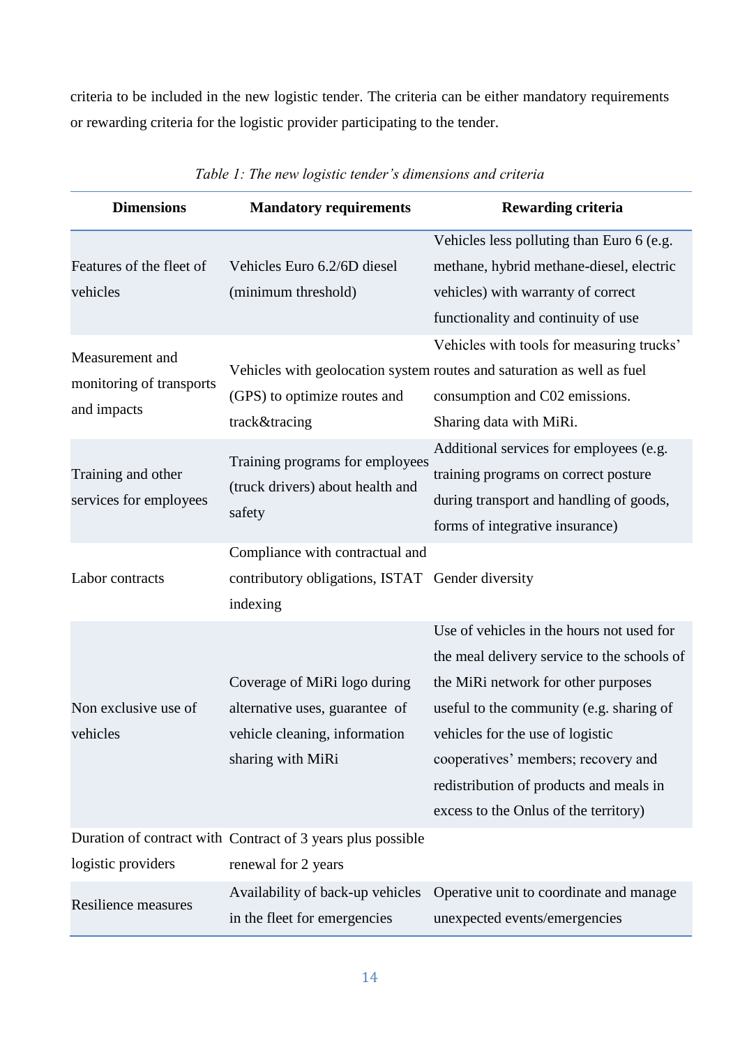criteria to be included in the new logistic tender. The criteria can be either mandatory requirements or rewarding criteria for the logistic provider participating to the tender.

*Table 1: The new logistic tender's dimensions and criteria*

| Dimensions | Mandatory requirements | Rewarding criteria |
|---|---|---|
| Features of the fleet of vehicles | Vehicles Euro 6.2/6D diesel (minimum threshold) | Vehicles less polluting than Euro 6 (e.g. methane, hybrid methane-diesel, electric vehicles) with warranty of correct functionality and continuity of use |
| Measurement and monitoring of transports and impacts | Vehicles with geolocation system (GPS) to optimize routes and track&tracing | Vehicles with tools for measuring trucks' routes and saturation as well as fuel consumption and C02 emissions. Sharing data with MiRi. |
| Training and other services for employees | Training programs for employees (truck drivers) about health and safety | Additional services for employees (e.g. training programs on correct posture during transport and handling of goods, forms of integrative insurance) |
| Labor contracts | Compliance with contractual and contributory obligations, ISTAT indexing | Gender diversity |
| Non exclusive use of vehicles | Coverage of MiRi logo during alternative uses, guarantee of vehicle cleaning, information sharing with MiRi | Use of vehicles in the hours not used for the meal delivery service to the schools of the MiRi network for other purposes useful to the community (e.g. sharing of vehicles for the use of logistic cooperatives' members; recovery and redistribution of products and meals in excess to the Onlus of the territory) |
| Duration of contract with logistic providers | Contract of 3 years plus possible renewal for 2 years | |
| Resilience measures | Availability of back-up vehicles in the fleet for emergencies | Operative unit to coordinate and manage unexpected events/emergencies |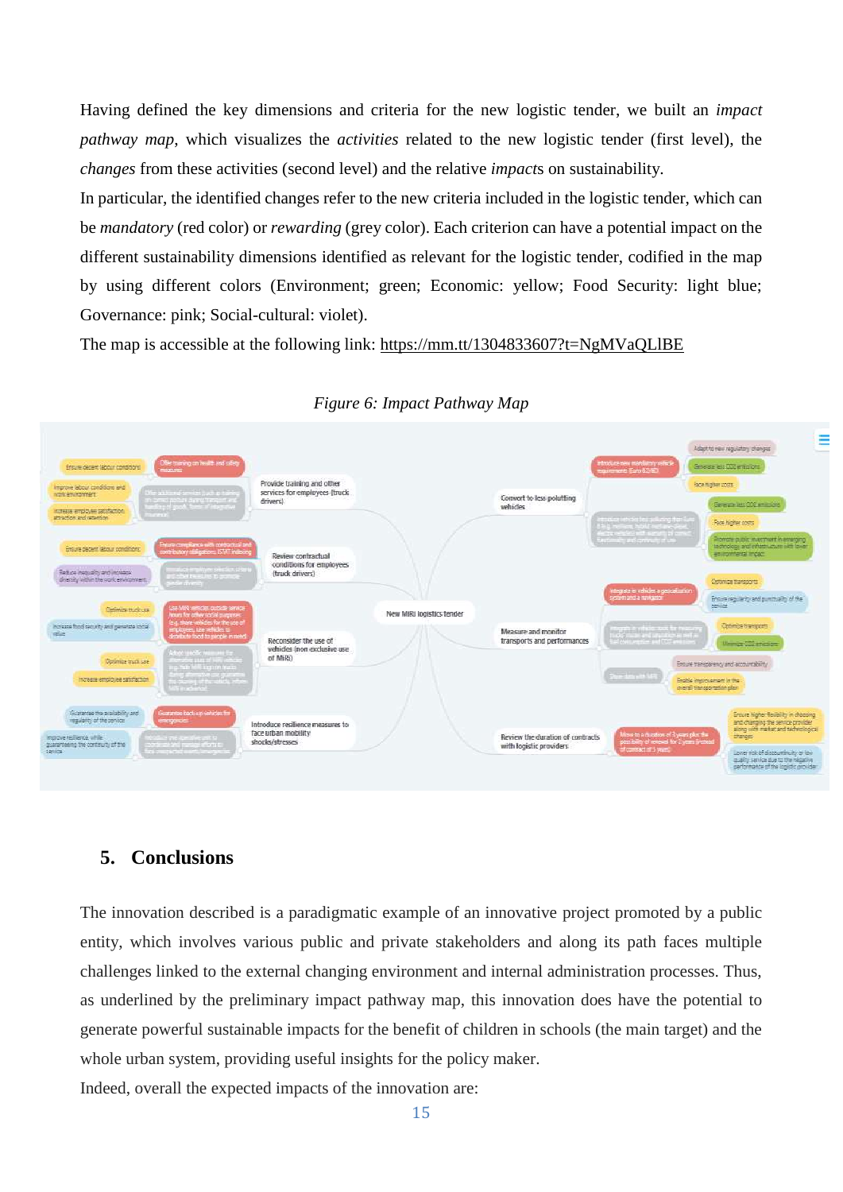Having defined the key dimensions and criteria for the new logistic tender, we built an *impact pathway map*, which visualizes the *activities* related to the new logistic tender (first level), the *changes* from these activities (second level) and the relative *impact*s on sustainability.

In particular, the identified changes refer to the new criteria included in the logistic tender, which can be *mandatory* (red color) or *rewarding* (grey color). Each criterion can have a potential impact on the different sustainability dimensions identified as relevant for the logistic tender, codified in the map by using different colors (Environment; green; Economic: yellow; Food Security: light blue; Governance: pink; Social-cultural: violet).

The map is accessible at the following link: https://mm.tt/1304833607?t=NgMVaQLlBE

*Figure 6: Impact Pathway Map*

## 5. Conclusions

The innovation described is a paradigmatic example of an innovative project promoted by a public entity, which involves various public and private stakeholders and along its path faces multiple challenges linked to the external changing environment and internal administration processes. Thus, as underlined by the preliminary impact pathway map, this innovation does have the potential to generate powerful sustainable impacts for the benefit of children in schools (the main target) and the whole urban system, providing useful insights for the policy maker.

Indeed, overall the expected impacts of the innovation are: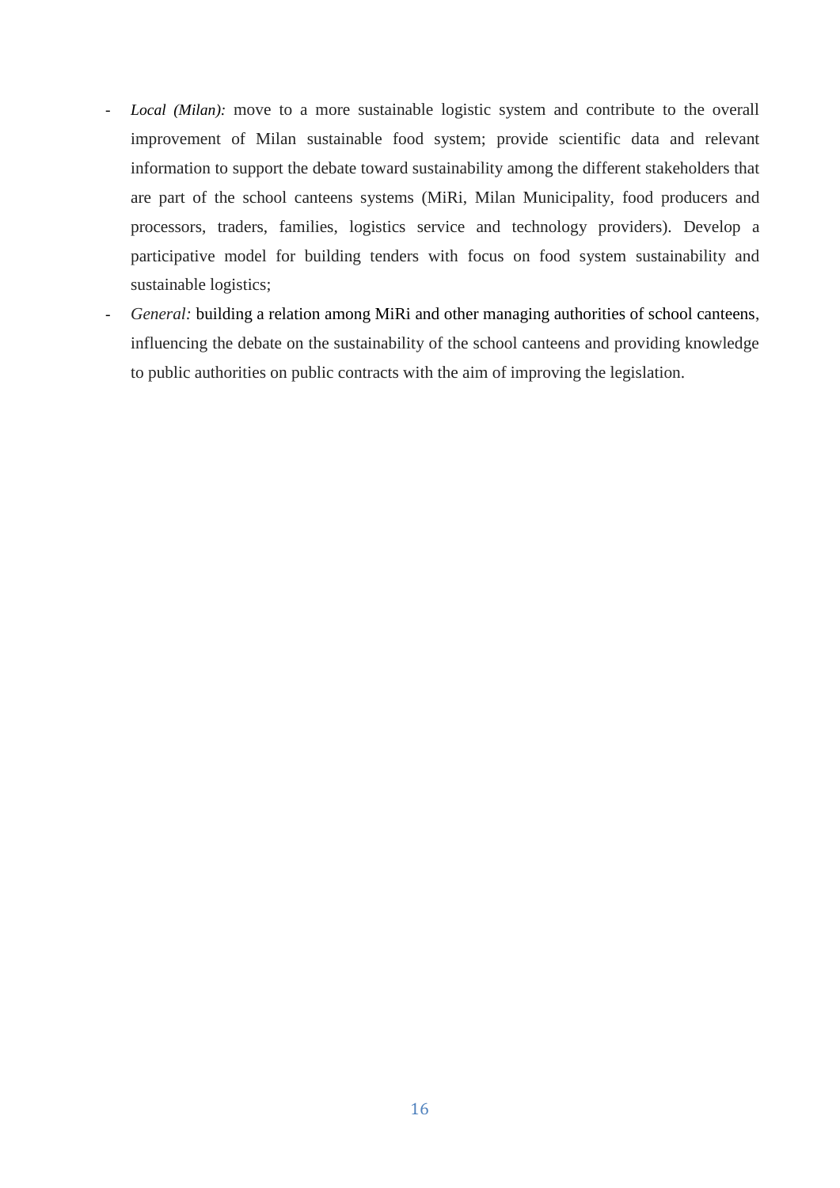- *Local (Milan):* move to a more sustainable logistic system and contribute to the overall improvement of Milan sustainable food system; provide scientific data and relevant information to support the debate toward sustainability among the different stakeholders that are part of the school canteens systems (MiRi, Milan Municipality, food producers and processors, traders, families, logistics service and technology providers). Develop a participative model for building tenders with focus on food system sustainability and sustainable logistics;
- *General:* building a relation among MiRi and other managing authorities of school canteens, influencing the debate on the sustainability of the school canteens and providing knowledge to public authorities on public contracts with the aim of improving the legislation.